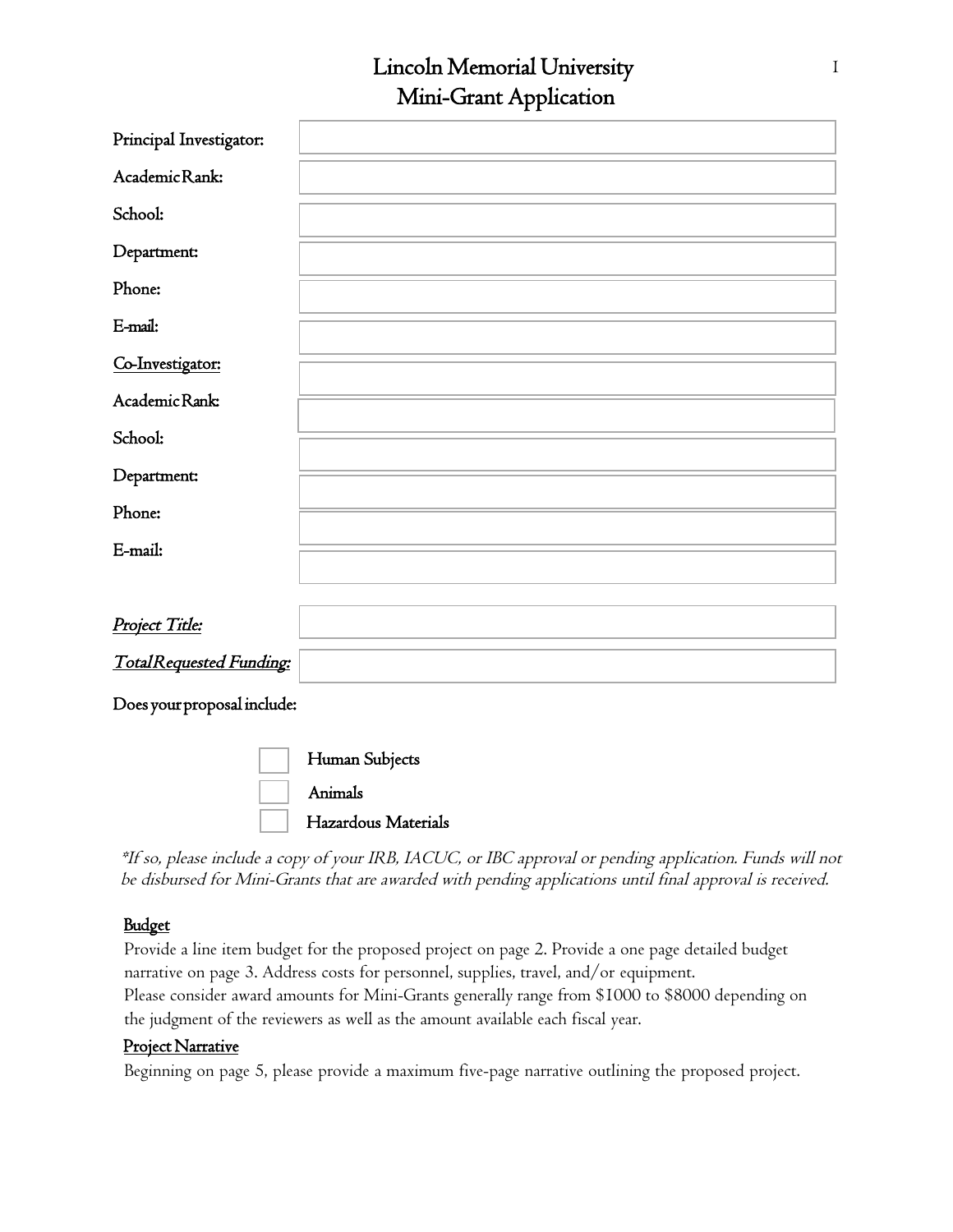# Lincoln Memorial University
## Mini-Grant Application

| | |
|---|---|
| Principal Investigator: | |
| Academic Rank: | |
| School: | |
| Department: | |
| Phone: | |
| E-mail: | |
| Co-Investigator: | |
| Academic Rank: | |
| School: | |
| Department: | |
| Phone: | |
| E-mail: | |

| | |
|---|---|
| *Project Title:* | |
| *Total Requested Funding:* | |

Does your proposal include:

- [ ] Human Subjects
- [ ] Animals
- [ ] Hazardous Materials

*\*If so, please include a copy of your IRB, IACUC, or IBC approval or pending application. Funds will not be disbursed for Mini-Grants that are awarded with pending applications until final approval is received.*

### Budget

Provide a line item budget for the proposed project on page 2. Provide a one page detailed budget narrative on page 3. Address costs for personnel, supplies, travel, and/or equipment.
Please consider award amounts for Mini-Grants generally range from $1000 to $8000 depending on the judgment of the reviewers as well as the amount available each fiscal year.

### Project Narrative

Beginning on page 5, please provide a maximum five-page narrative outlining the proposed project.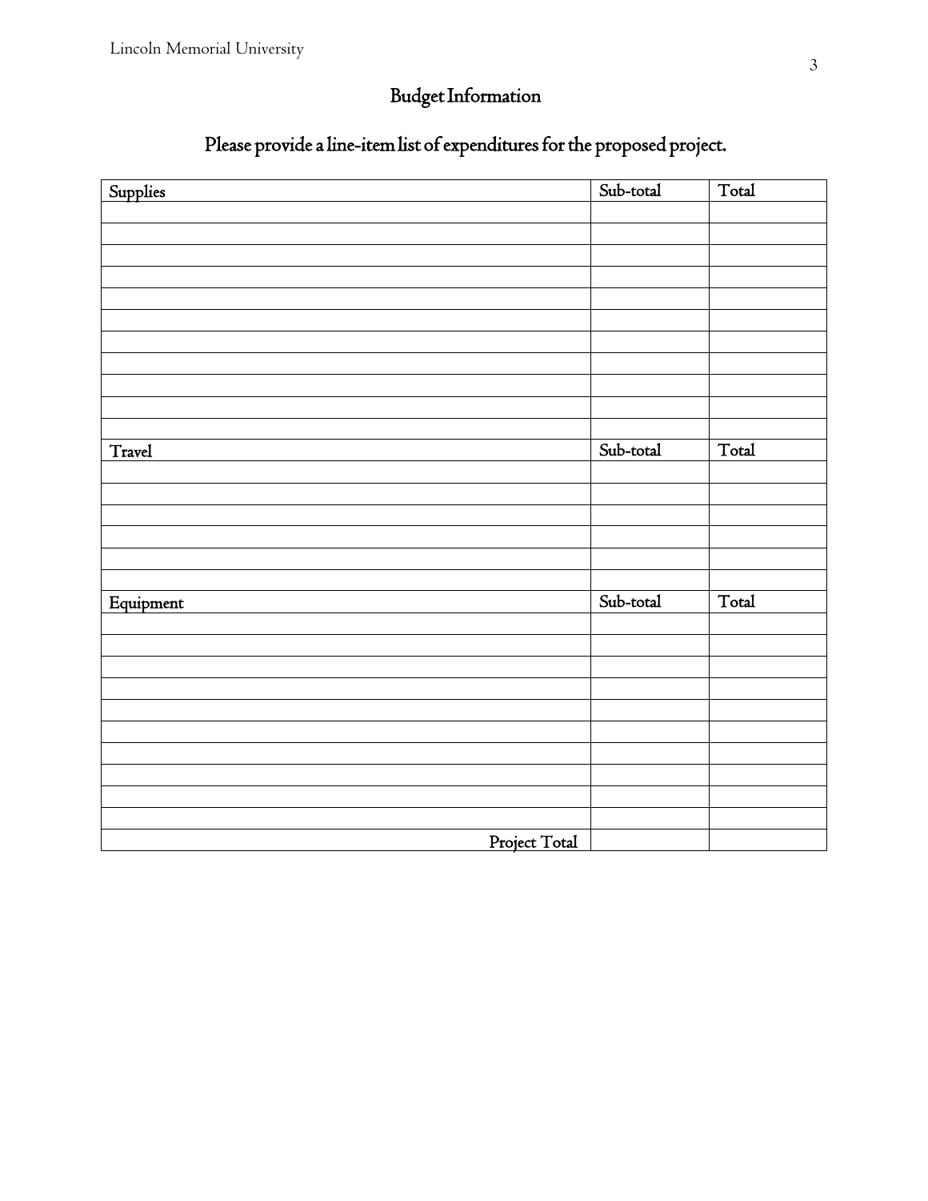# Budget Information

## Please provide a line-item list of expenditures for the proposed project.

| Supplies | Sub-total | Total |
|---|---|---|
| | | |
| | | |
| | | |
| | | |
| | | |
| | | |
| | | |
| | | |
| | | |
| | | |
| | | |
| **Travel** | **Sub-total** | **Total** |
| | | |
| | | |
| | | |
| | | |
| | | |
| | | |
| **Equipment** | **Sub-total** | **Total** |
| | | |
| | | |
| | | |
| | | |
| | | |
| | | |
| | | |
| | | |
| | | |
| | | |
| Project Total | | |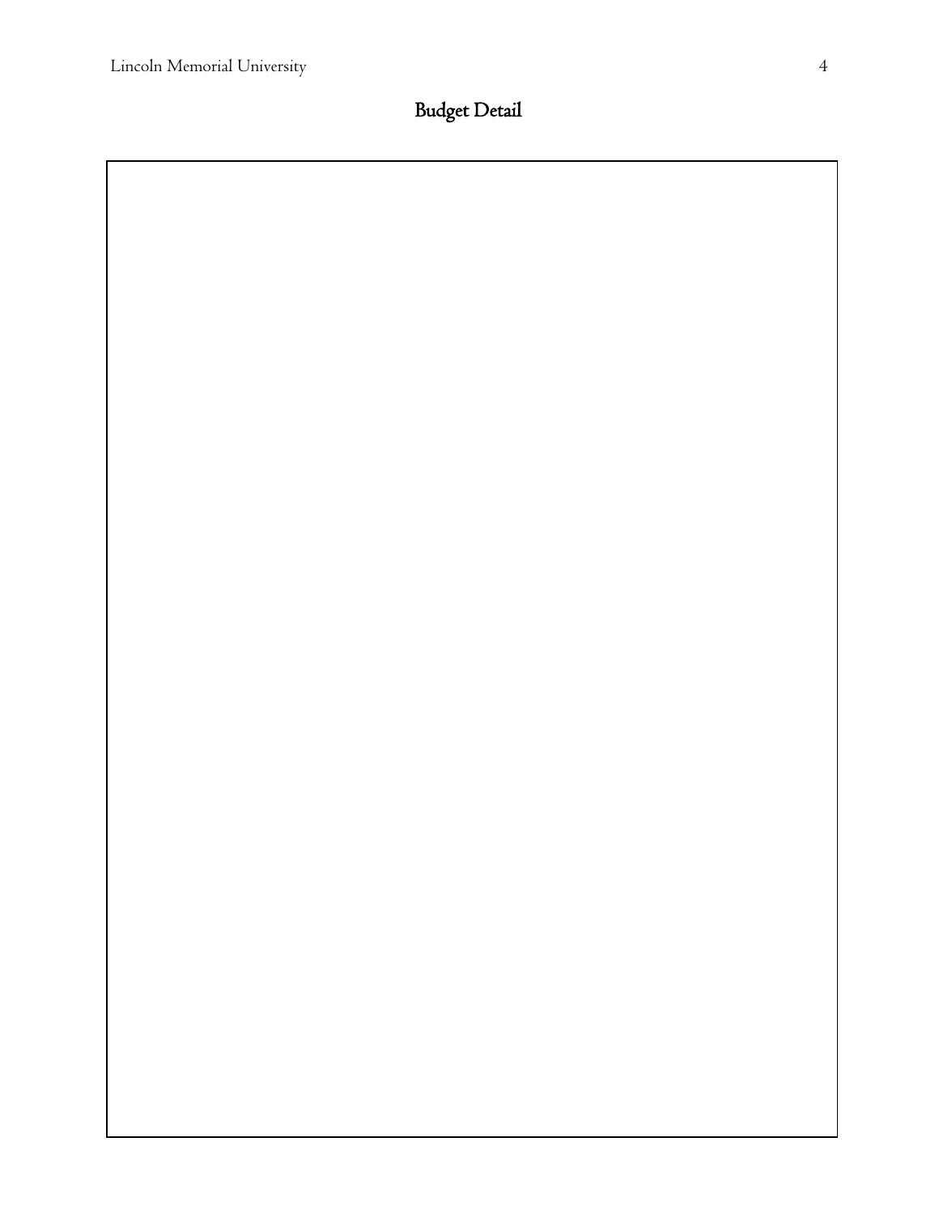# Budget Detail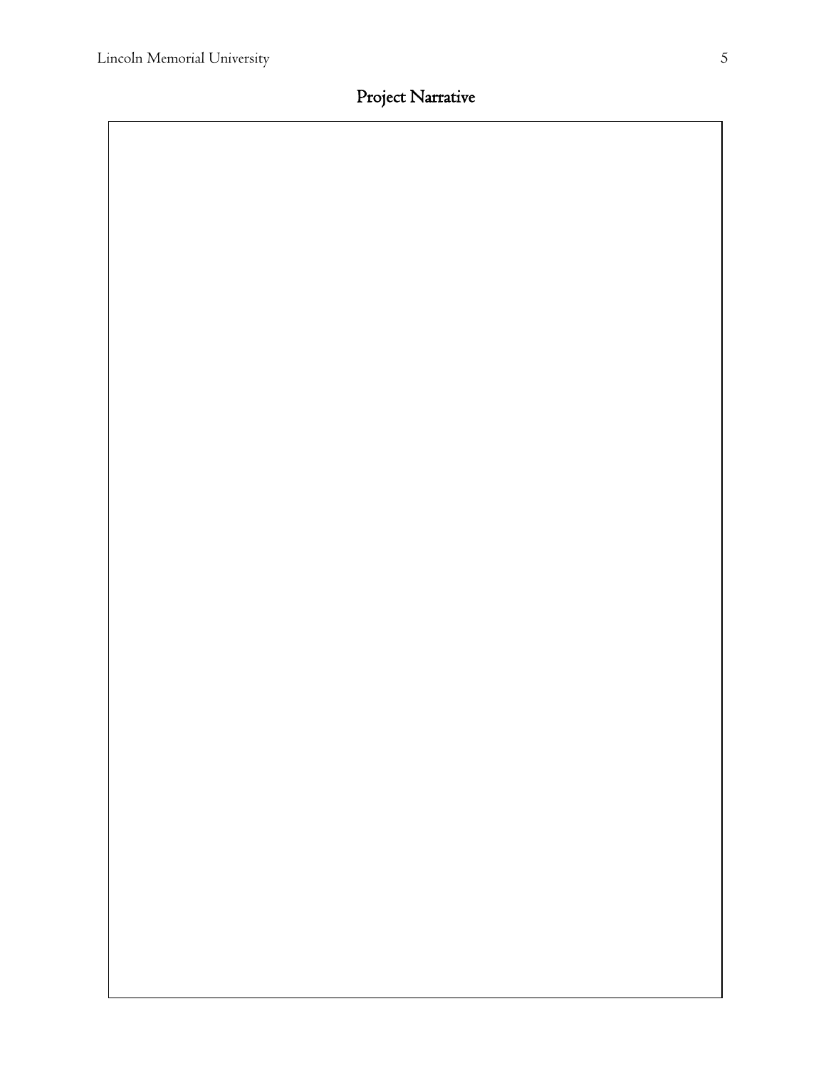## Project Narrative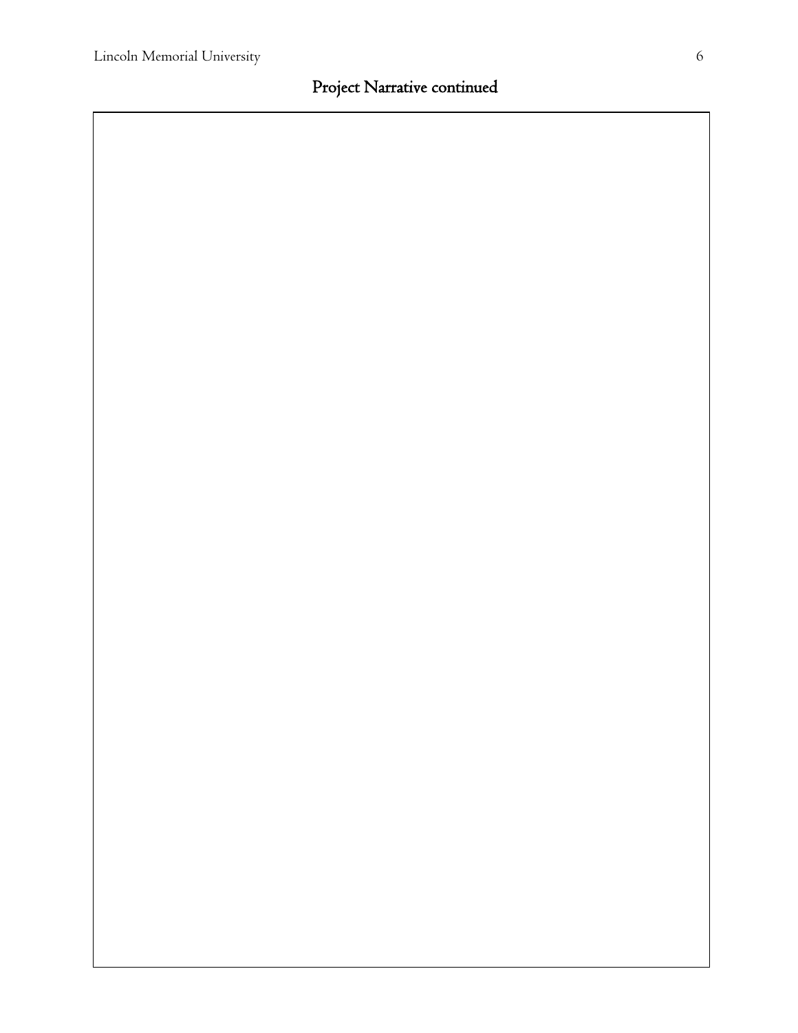## Project Narrative continued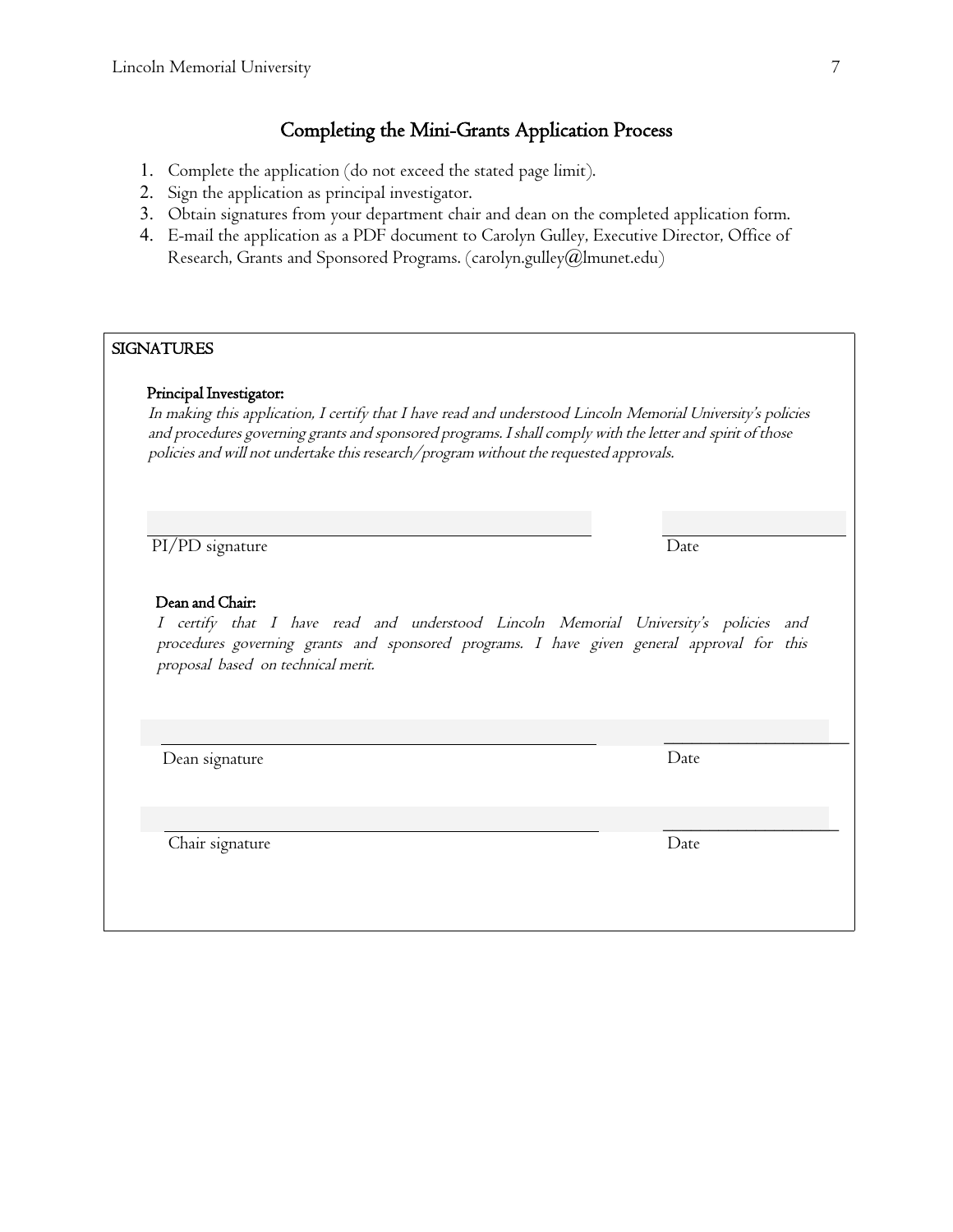# Completing the Mini-Grants Application Process

1. Complete the application (do not exceed the stated page limit).
2. Sign the application as principal investigator.
3. Obtain signatures from your department chair and dean on the completed application form.
4. E-mail the application as a PDF document to Carolyn Gulley, Executive Director, Office of Research, Grants and Sponsored Programs. (carolyn.gulley@lmunet.edu)

## SIGNATURES

**Principal Investigator:**

*In making this application, I certify that I have read and understood Lincoln Memorial University's policies and procedures governing grants and sponsored programs. I shall comply with the letter and spirit of those policies and will not undertake this research/program without the requested approvals.*

PI/PD signature ____________________ Date ____________

**Dean and Chair:**

*I certify that I have read and understood Lincoln Memorial University's policies and procedures governing grants and sponsored programs. I have given general approval for this proposal based on technical merit.*

Dean signature ____________________ Date ____________

Chair signature ____________________ Date ____________